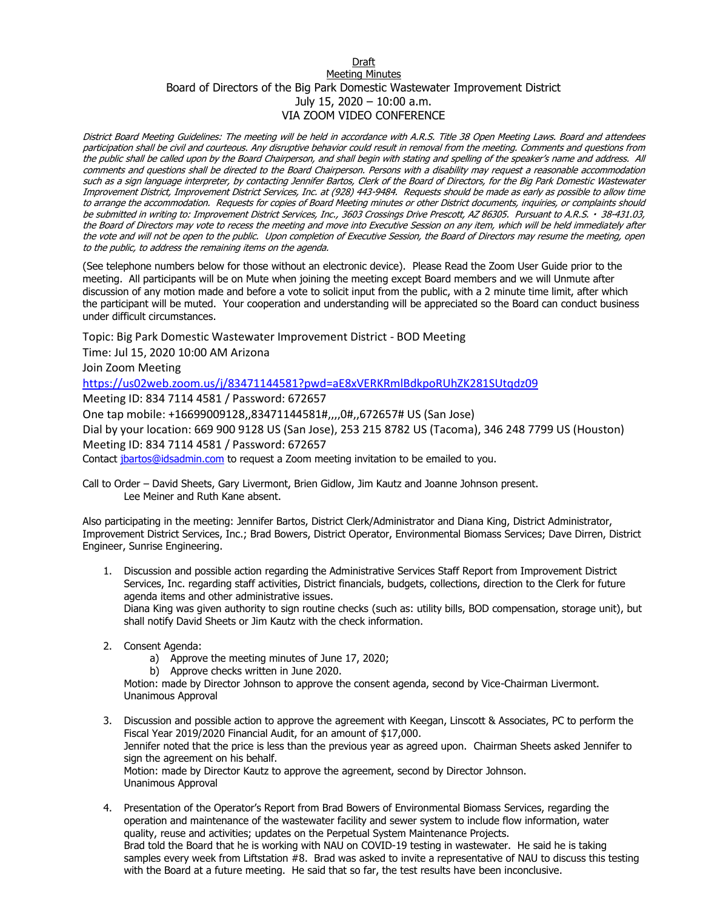Draft

Meeting Minutes

Board of Directors of the Big Park Domestic Wastewater Improvement District

July 15, 2020 – 10:00 a.m.

VIA ZOOM VIDEO CONFERENCE

*District Board Meeting Guidelines: The meeting will be held in accordance with A.R.S. Title 38 Open Meeting Laws. Board and attendees participation shall be civil and courteous. Any disruptive behavior could result in removal from the meeting. Comments and questions from the public shall be called upon by the Board Chairperson, and shall begin with stating and spelling of the speaker's name and address. All comments and questions shall be directed to the Board Chairperson. Persons with a disability may request a reasonable accommodation such as a sign language interpreter, by contacting Jennifer Bartos, Clerk of the Board of Directors, for the Big Park Domestic Wastewater Improvement District, Improvement District Services, Inc. at (928) 443-9484. Requests should be made as early as possible to allow time to arrange the accommodation. Requests for copies of Board Meeting minutes or other District documents, inquiries, or complaints should be submitted in writing to: Improvement District Services, Inc., 3603 Crossings Drive Prescott, AZ 86305. Pursuant to A.R.S. · 38-431.03, the Board of Directors may vote to recess the meeting and move into Executive Session on any item, which will be held immediately after the vote and will not be open to the public. Upon completion of Executive Session, the Board of Directors may resume the meeting, open to the public, to address the remaining items on the agenda.*

(See telephone numbers below for those without an electronic device). Please Read the Zoom User Guide prior to the meeting. All participants will be on Mute when joining the meeting except Board members and we will Unmute after discussion of any motion made and before a vote to solicit input from the public, with a 2 minute time limit, after which the participant will be muted. Your cooperation and understanding will be appreciated so the Board can conduct business under difficult circumstances.

Topic: Big Park Domestic Wastewater Improvement District - BOD Meeting

Time: Jul 15, 2020 10:00 AM Arizona

Join Zoom Meeting

https://us02web.zoom.us/j/83471144581?pwd=aE8xVERKRmlBdkpoRUhZK281SUtqdz09

Meeting ID: 834 7114 4581 / Password: 672657

One tap mobile: +16699009128,,83471144581#,,,,0#,,672657# US (San Jose)

Dial by your location: 669 900 9128 US (San Jose), 253 215 8782 US (Tacoma), 346 248 7799 US (Houston)

Meeting ID: 834 7114 4581 / Password: 672657

Contact jbartos@idsadmin.com to request a Zoom meeting invitation to be emailed to you.

Call to Order – David Sheets, Gary Livermont, Brien Gidlow, Jim Kautz and Joanne Johnson present.
Lee Meiner and Ruth Kane absent.

Also participating in the meeting: Jennifer Bartos, District Clerk/Administrator and Diana King, District Administrator, Improvement District Services, Inc.; Brad Bowers, District Operator, Environmental Biomass Services; Dave Dirren, District Engineer, Sunrise Engineering.

1. Discussion and possible action regarding the Administrative Services Staff Report from Improvement District Services, Inc. regarding staff activities, District financials, budgets, collections, direction to the Clerk for future agenda items and other administrative issues.
   Diana King was given authority to sign routine checks (such as: utility bills, BOD compensation, storage unit), but shall notify David Sheets or Jim Kautz with the check information.

2. Consent Agenda:
   a) Approve the meeting minutes of June 17, 2020;
   b) Approve checks written in June 2020.

   Motion: made by Director Johnson to approve the consent agenda, second by Vice-Chairman Livermont.
   Unanimous Approval

3. Discussion and possible action to approve the agreement with Keegan, Linscott & Associates, PC to perform the Fiscal Year 2019/2020 Financial Audit, for an amount of $17,000.
   Jennifer noted that the price is less than the previous year as agreed upon. Chairman Sheets asked Jennifer to sign the agreement on his behalf.
   Motion: made by Director Kautz to approve the agreement, second by Director Johnson.
   Unanimous Approval

4. Presentation of the Operator's Report from Brad Bowers of Environmental Biomass Services, regarding the operation and maintenance of the wastewater facility and sewer system to include flow information, water quality, reuse and activities; updates on the Perpetual System Maintenance Projects.
   Brad told the Board that he is working with NAU on COVID-19 testing in wastewater. He said he is taking samples every week from Liftstation #8. Brad was asked to invite a representative of NAU to discuss this testing with the Board at a future meeting. He said that so far, the test results have been inconclusive.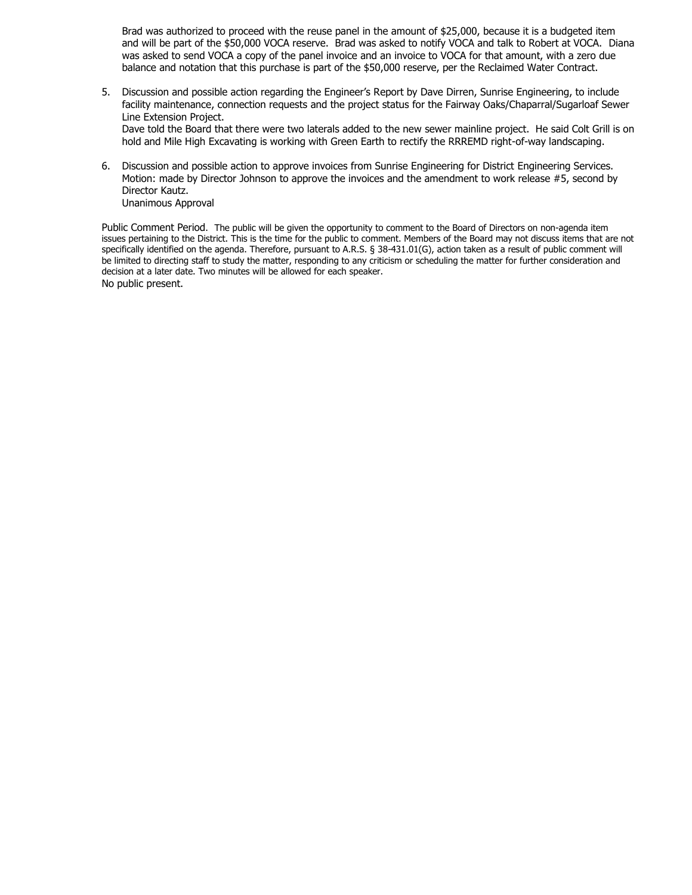Brad was authorized to proceed with the reuse panel in the amount of $25,000, because it is a budgeted item and will be part of the $50,000 VOCA reserve. Brad was asked to notify VOCA and talk to Robert at VOCA. Diana was asked to send VOCA a copy of the panel invoice and an invoice to VOCA for that amount, with a zero due balance and notation that this purchase is part of the $50,000 reserve, per the Reclaimed Water Contract.

5. Discussion and possible action regarding the Engineer's Report by Dave Dirren, Sunrise Engineering, to include facility maintenance, connection requests and the project status for the Fairway Oaks/Chaparral/Sugarloaf Sewer Line Extension Project.
   Dave told the Board that there were two laterals added to the new sewer mainline project. He said Colt Grill is on hold and Mile High Excavating is working with Green Earth to rectify the RRREMD right-of-way landscaping.

6. Discussion and possible action to approve invoices from Sunrise Engineering for District Engineering Services.
   Motion: made by Director Johnson to approve the invoices and the amendment to work release #5, second by Director Kautz.
   Unanimous Approval

Public Comment Period. The public will be given the opportunity to comment to the Board of Directors on non-agenda item issues pertaining to the District. This is the time for the public to comment. Members of the Board may not discuss items that are not specifically identified on the agenda. Therefore, pursuant to A.R.S. § 38-431.01(G), action taken as a result of public comment will be limited to directing staff to study the matter, responding to any criticism or scheduling the matter for further consideration and decision at a later date. Two minutes will be allowed for each speaker.
No public present.